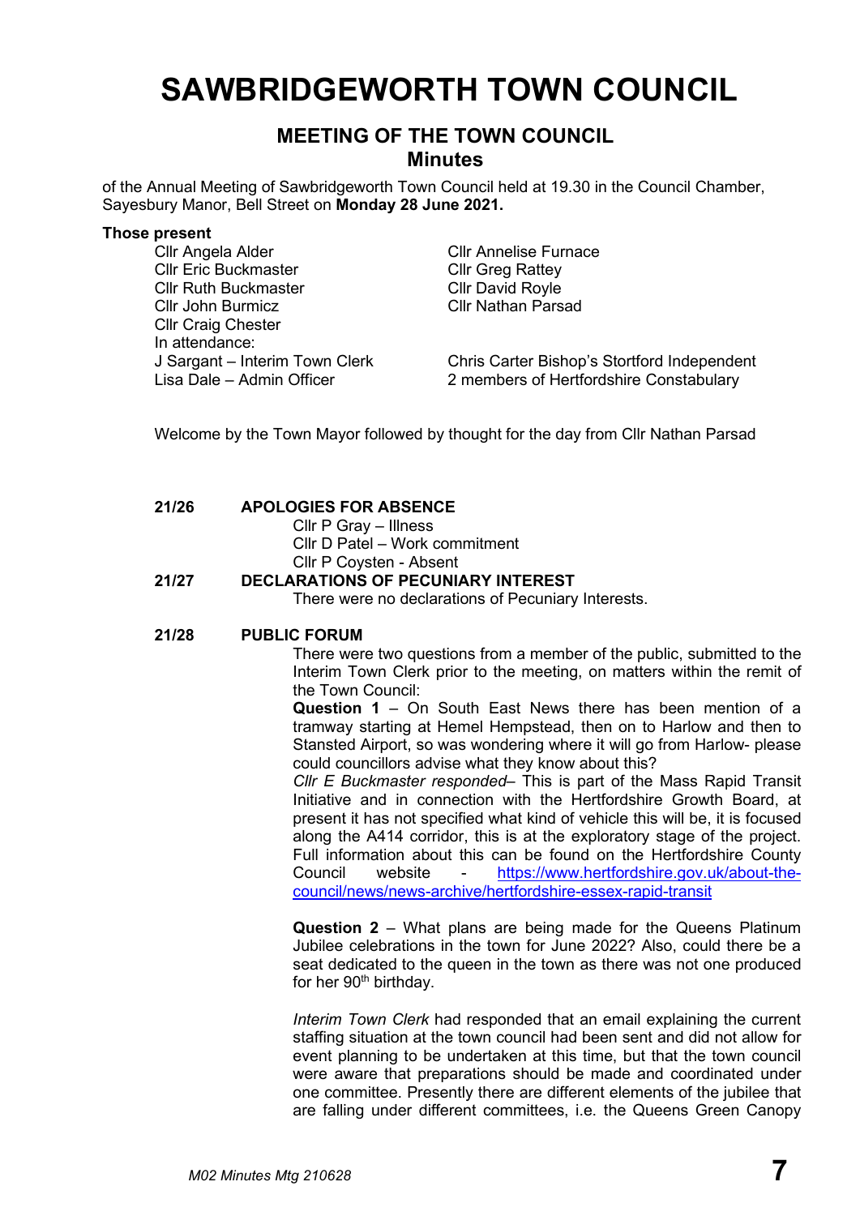# SAWBRIDGEWORTH TOWN COUNCIL

## MEETING OF THE TOWN COUNCIL
## Minutes

of the Annual Meeting of Sawbridgeworth Town Council held at 19.30 in the Council Chamber, Sayesbury Manor, Bell Street on **Monday 28 June 2021.**

**Those present**

Cllr Angela Alder
Cllr Eric Buckmaster
Cllr Ruth Buckmaster
Cllr John Burmicz
Cllr Craig Chester
Cllr Annelise Furnace
Cllr Greg Rattey
Cllr David Royle
Cllr Nathan Parsad

In attendance:

J Sargant – Interim Town Clerk
Lisa Dale – Admin Officer
Chris Carter Bishop's Stortford Independent
2 members of Hertfordshire Constabulary

Welcome by the Town Mayor followed by thought for the day from Cllr Nathan Parsad

**21/26 APOLOGIES FOR ABSENCE**

Cllr P Gray – Illness
Cllr D Patel – Work commitment
Cllr P Coysten - Absent

**21/27 DECLARATIONS OF PECUNIARY INTEREST**

There were no declarations of Pecuniary Interests.

**21/28 PUBLIC FORUM**

There were two questions from a member of the public, submitted to the Interim Town Clerk prior to the meeting, on matters within the remit of the Town Council:

**Question 1** – On South East News there has been mention of a tramway starting at Hemel Hempstead, then on to Harlow and then to Stansted Airport, so was wondering where it will go from Harlow- please could councillors advise what they know about this?

*Cllr E Buckmaster responded*– This is part of the Mass Rapid Transit Initiative and in connection with the Hertfordshire Growth Board, at present it has not specified what kind of vehicle this will be, it is focused along the A414 corridor, this is at the exploratory stage of the project. Full information about this can be found on the Hertfordshire County Council website - https://www.hertfordshire.gov.uk/about-the-council/news/news-archive/hertfordshire-essex-rapid-transit

**Question 2** – What plans are being made for the Queens Platinum Jubilee celebrations in the town for June 2022? Also, could there be a seat dedicated to the queen in the town as there was not one produced for her 90th birthday.

*Interim Town Clerk* had responded that an email explaining the current staffing situation at the town council had been sent and did not allow for event planning to be undertaken at this time, but that the town council were aware that preparations should be made and coordinated under one committee. Presently there are different elements of the jubilee that are falling under different committees, i.e. the Queens Green Canopy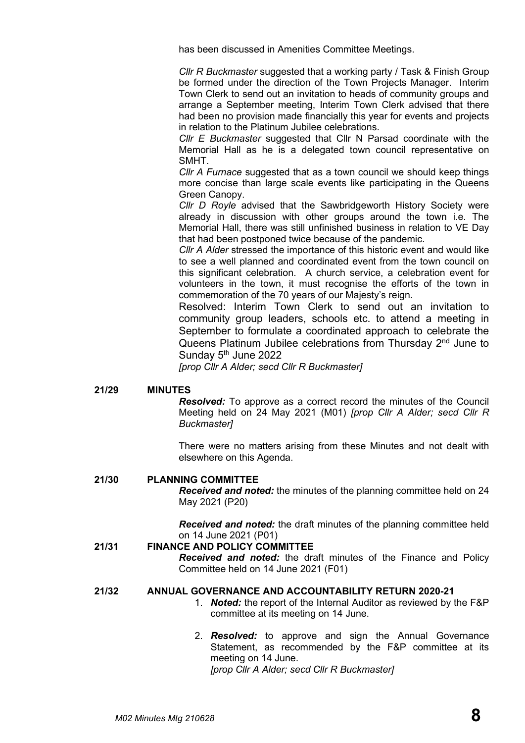has been discussed in Amenities Committee Meetings.

*Cllr R Buckmaster* suggested that a working party / Task & Finish Group be formed under the direction of the Town Projects Manager. Interim Town Clerk to send out an invitation to heads of community groups and arrange a September meeting, Interim Town Clerk advised that there had been no provision made financially this year for events and projects in relation to the Platinum Jubilee celebrations.

*Cllr E Buckmaster* suggested that Cllr N Parsad coordinate with the Memorial Hall as he is a delegated town council representative on SMHT.

*Cllr A Furnace* suggested that as a town council we should keep things more concise than large scale events like participating in the Queens Green Canopy.

*Cllr D Royle* advised that the Sawbridgeworth History Society were already in discussion with other groups around the town i.e. The Memorial Hall, there was still unfinished business in relation to VE Day that had been postponed twice because of the pandemic.

*Cllr A Alder* stressed the importance of this historic event and would like to see a well planned and coordinated event from the town council on this significant celebration. A church service, a celebration event for volunteers in the town, it must recognise the efforts of the town in commemoration of the 70 years of our Majesty's reign.

Resolved: Interim Town Clerk to send out an invitation to community group leaders, schools etc. to attend a meeting in September to formulate a coordinated approach to celebrate the Queens Platinum Jubilee celebrations from Thursday 2nd June to Sunday 5th June 2022

*[prop Cllr A Alder; secd Cllr R Buckmaster]*

**21/29 MINUTES**

***Resolved:*** To approve as a correct record the minutes of the Council Meeting held on 24 May 2021 (M01) *[prop Cllr A Alder; secd Cllr R Buckmaster]*

There were no matters arising from these Minutes and not dealt with elsewhere on this Agenda.

**21/30 PLANNING COMMITTEE**

***Received and noted:*** the minutes of the planning committee held on 24 May 2021 (P20)

***Received and noted:*** the draft minutes of the planning committee held on 14 June 2021 (P01)

**21/31 FINANCE AND POLICY COMMITTEE**

***Received and noted:*** the draft minutes of the Finance and Policy Committee held on 14 June 2021 (F01)

**21/32 ANNUAL GOVERNANCE AND ACCOUNTABILITY RETURN 2020-21**

1. ***Noted:*** the report of the Internal Auditor as reviewed by the F&P committee at its meeting on 14 June.
2. ***Resolved:*** to approve and sign the Annual Governance Statement, as recommended by the F&P committee at its meeting on 14 June.
   *[prop Cllr A Alder; secd Cllr R Buckmaster]*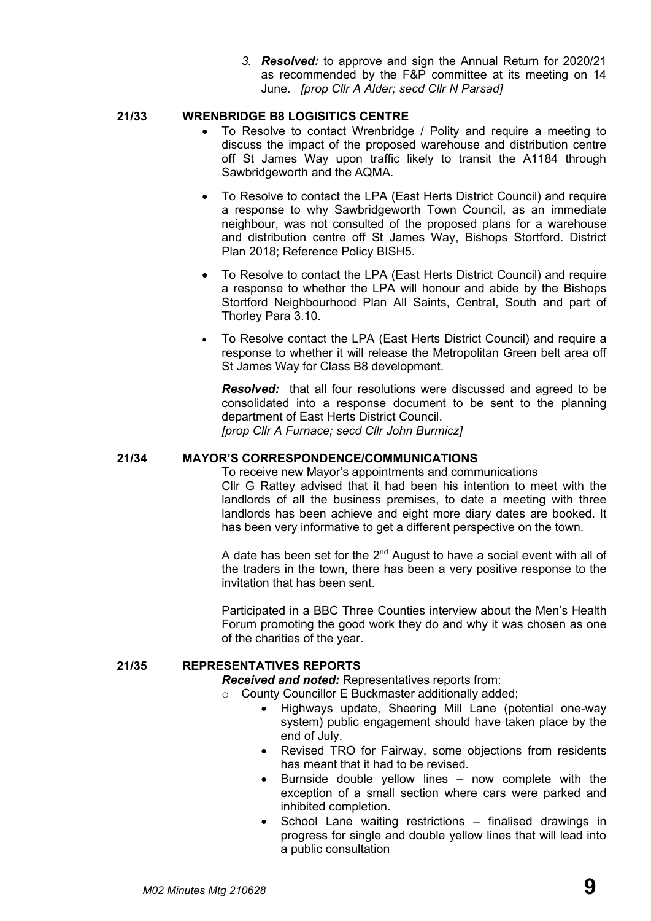3. ***Resolved:*** to approve and sign the Annual Return for 2020/21 as recommended by the F&P committee at its meeting on 14 June. *[prop Cllr A Alder; secd Cllr N Parsad]*

**21/33 WRENBRIDGE B8 LOGISITICS CENTRE**

- To Resolve to contact Wrenbridge / Polity and require a meeting to discuss the impact of the proposed warehouse and distribution centre off St James Way upon traffic likely to transit the A1184 through Sawbridgeworth and the AQMA.
- To Resolve to contact the LPA (East Herts District Council) and require a response to why Sawbridgeworth Town Council, as an immediate neighbour, was not consulted of the proposed plans for a warehouse and distribution centre off St James Way, Bishops Stortford. District Plan 2018; Reference Policy BISH5.
- To Resolve to contact the LPA (East Herts District Council) and require a response to whether the LPA will honour and abide by the Bishops Stortford Neighbourhood Plan All Saints, Central, South and part of Thorley Para 3.10.
- To Resolve contact the LPA (East Herts District Council) and require a response to whether it will release the Metropolitan Green belt area off St James Way for Class B8 development.

***Resolved:*** that all four resolutions were discussed and agreed to be consolidated into a response document to be sent to the planning department of East Herts District Council.
*[prop Cllr A Furnace; secd Cllr John Burmicz]*

**21/34 MAYOR'S CORRESPONDENCE/COMMUNICATIONS**

To receive new Mayor's appointments and communications
Cllr G Rattey advised that it had been his intention to meet with the landlords of all the business premises, to date a meeting with three landlords has been achieve and eight more diary dates are booked. It has been very informative to get a different perspective on the town.

A date has been set for the 2nd August to have a social event with all of the traders in the town, there has been a very positive response to the invitation that has been sent.

Participated in a BBC Three Counties interview about the Men's Health Forum promoting the good work they do and why it was chosen as one of the charities of the year.

**21/35 REPRESENTATIVES REPORTS**

***Received and noted:*** Representatives reports from:

- County Councillor E Buckmaster additionally added;
  - Highways update, Sheering Mill Lane (potential one-way system) public engagement should have taken place by the end of July.
  - Revised TRO for Fairway, some objections from residents has meant that it had to be revised.
  - Burnside double yellow lines – now complete with the exception of a small section where cars were parked and inhibited completion.
  - School Lane waiting restrictions – finalised drawings in progress for single and double yellow lines that will lead into a public consultation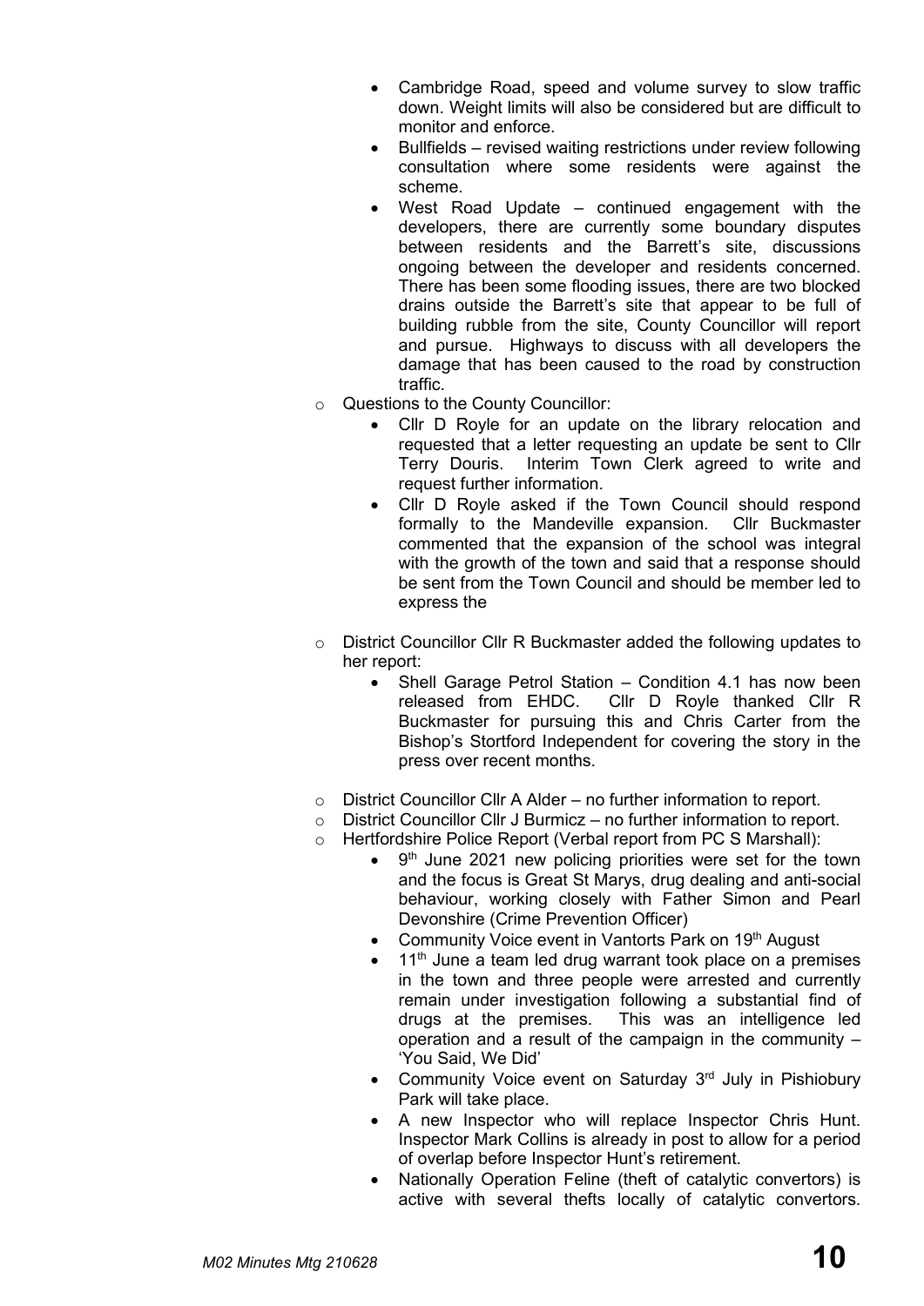- Cambridge Road, speed and volume survey to slow traffic down. Weight limits will also be considered but are difficult to monitor and enforce.
- Bullfields – revised waiting restrictions under review following consultation where some residents were against the scheme.
- West Road Update – continued engagement with the developers, there are currently some boundary disputes between residents and the Barrett's site, discussions ongoing between the developer and residents concerned. There has been some flooding issues, there are two blocked drains outside the Barrett's site that appear to be full of building rubble from the site, County Councillor will report and pursue. Highways to discuss with all developers the damage that has been caused to the road by construction traffic.

- Questions to the County Councillor:
  - Cllr D Royle for an update on the library relocation and requested that a letter requesting an update be sent to Cllr Terry Douris. Interim Town Clerk agreed to write and request further information.
  - Cllr D Royle asked if the Town Council should respond formally to the Mandeville expansion. Cllr Buckmaster commented that the expansion of the school was integral with the growth of the town and said that a response should be sent from the Town Council and should be member led to express the

- District Councillor Cllr R Buckmaster added the following updates to her report:
  - Shell Garage Petrol Station – Condition 4.1 has now been released from EHDC. Cllr D Royle thanked Cllr R Buckmaster for pursuing this and Chris Carter from the Bishop's Stortford Independent for covering the story in the press over recent months.

- District Councillor Cllr A Alder – no further information to report.
- District Councillor Cllr J Burmicz – no further information to report.
- Hertfordshire Police Report (Verbal report from PC S Marshall):
  - 9th June 2021 new policing priorities were set for the town and the focus is Great St Marys, drug dealing and anti-social behaviour, working closely with Father Simon and Pearl Devonshire (Crime Prevention Officer)
  - Community Voice event in Vantorts Park on 19th August
  - 11th June a team led drug warrant took place on a premises in the town and three people were arrested and currently remain under investigation following a substantial find of drugs at the premises. This was an intelligence led operation and a result of the campaign in the community – 'You Said, We Did'
  - Community Voice event on Saturday 3rd July in Pishiobury Park will take place.
  - A new Inspector who will replace Inspector Chris Hunt. Inspector Mark Collins is already in post to allow for a period of overlap before Inspector Hunt's retirement.
  - Nationally Operation Feline (theft of catalytic convertors) is active with several thefts locally of catalytic convertors.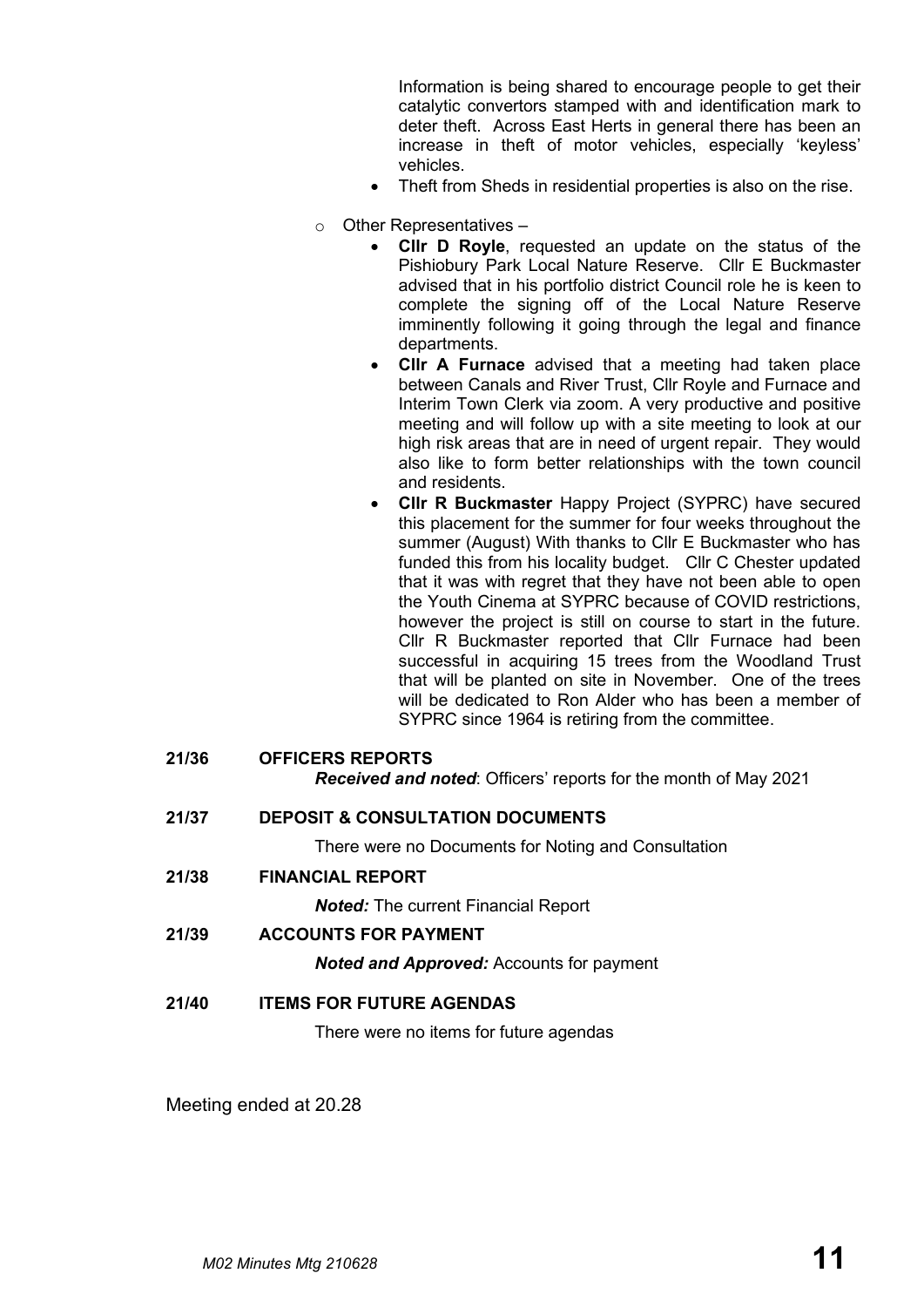Information is being shared to encourage people to get their catalytic convertors stamped with and identification mark to deter theft. Across East Herts in general there has been an increase in theft of motor vehicles, especially 'keyless' vehicles.

- Theft from Sheds in residential properties is also on the rise.

- Other Representatives –
  - **Cllr D Royle**, requested an update on the status of the Pishiobury Park Local Nature Reserve. Cllr E Buckmaster advised that in his portfolio district Council role he is keen to complete the signing off of the Local Nature Reserve imminently following it going through the legal and finance departments.
  - **Cllr A Furnace** advised that a meeting had taken place between Canals and River Trust, Cllr Royle and Furnace and Interim Town Clerk via zoom. A very productive and positive meeting and will follow up with a site meeting to look at our high risk areas that are in need of urgent repair. They would also like to form better relationships with the town council and residents.
  - **Cllr R Buckmaster** Happy Project (SYPRC) have secured this placement for the summer for four weeks throughout the summer (August) With thanks to Cllr E Buckmaster who has funded this from his locality budget. Cllr C Chester updated that it was with regret that they have not been able to open the Youth Cinema at SYPRC because of COVID restrictions, however the project is still on course to start in the future. Cllr R Buckmaster reported that Cllr Furnace had been successful in acquiring 15 trees from the Woodland Trust that will be planted on site in November. One of the trees will be dedicated to Ron Alder who has been a member of SYPRC since 1964 is retiring from the committee.

**21/36 OFFICERS REPORTS**

***Received and noted***: Officers' reports for the month of May 2021

**21/37 DEPOSIT & CONSULTATION DOCUMENTS**

There were no Documents for Noting and Consultation

**21/38 FINANCIAL REPORT**

***Noted:*** The current Financial Report

**21/39 ACCOUNTS FOR PAYMENT**

***Noted and Approved:*** Accounts for payment

**21/40 ITEMS FOR FUTURE AGENDAS**

There were no items for future agendas

Meeting ended at 20.28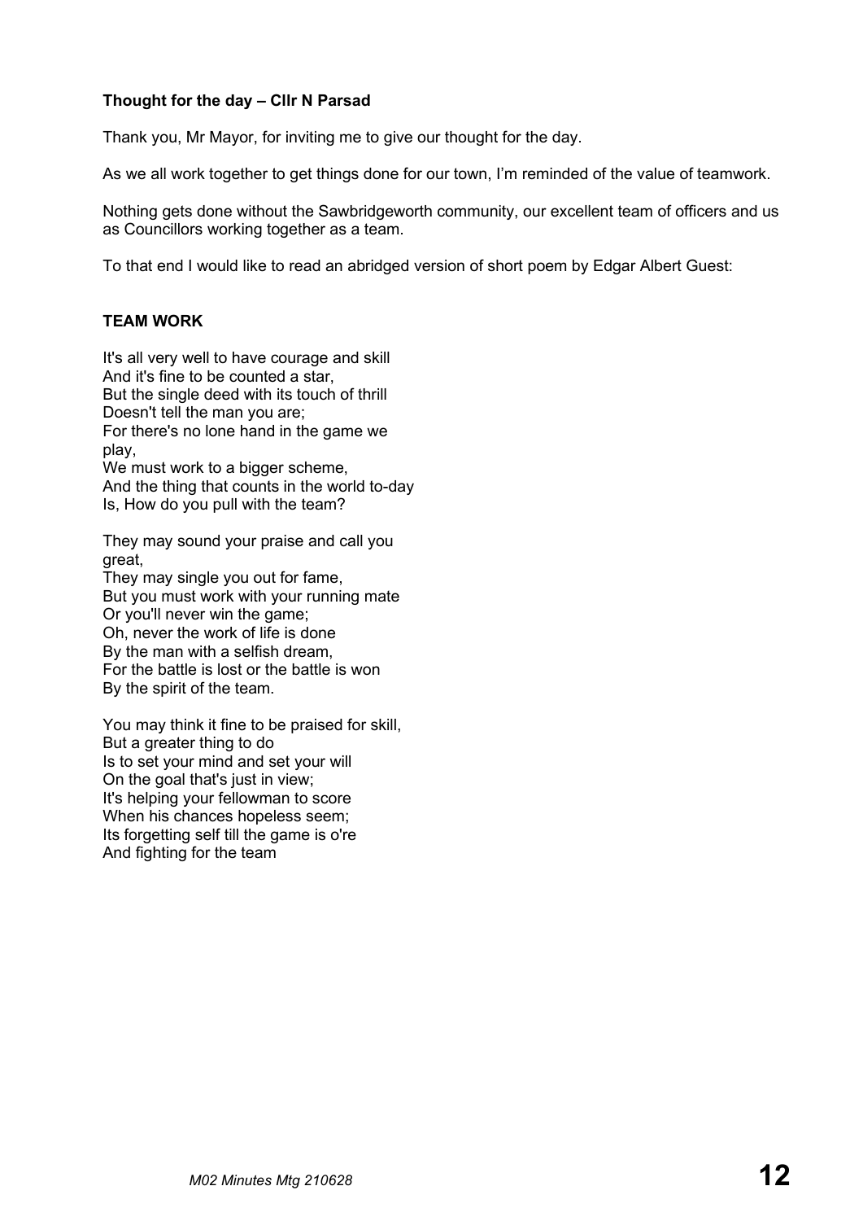**Thought for the day – Cllr N Parsad**

Thank you, Mr Mayor, for inviting me to give our thought for the day.

As we all work together to get things done for our town, I'm reminded of the value of teamwork.

Nothing gets done without the Sawbridgeworth community, our excellent team of officers and us as Councillors working together as a team.

To that end I would like to read an abridged version of short poem by Edgar Albert Guest:

**TEAM WORK**

It's all very well to have courage and skill  
And it's fine to be counted a star,  
But the single deed with its touch of thrill  
Doesn't tell the man you are;  
For there's no lone hand in the game we play,  
We must work to a bigger scheme,  
And the thing that counts in the world to-day  
Is, How do you pull with the team?

They may sound your praise and call you great,  
They may single you out for fame,  
But you must work with your running mate  
Or you'll never win the game;  
Oh, never the work of life is done  
By the man with a selfish dream,  
For the battle is lost or the battle is won  
By the spirit of the team.

You may think it fine to be praised for skill,  
But a greater thing to do  
Is to set your mind and set your will  
On the goal that's just in view;  
It's helping your fellowman to score  
When his chances hopeless seem;  
Its forgetting self till the game is o're  
And fighting for the team